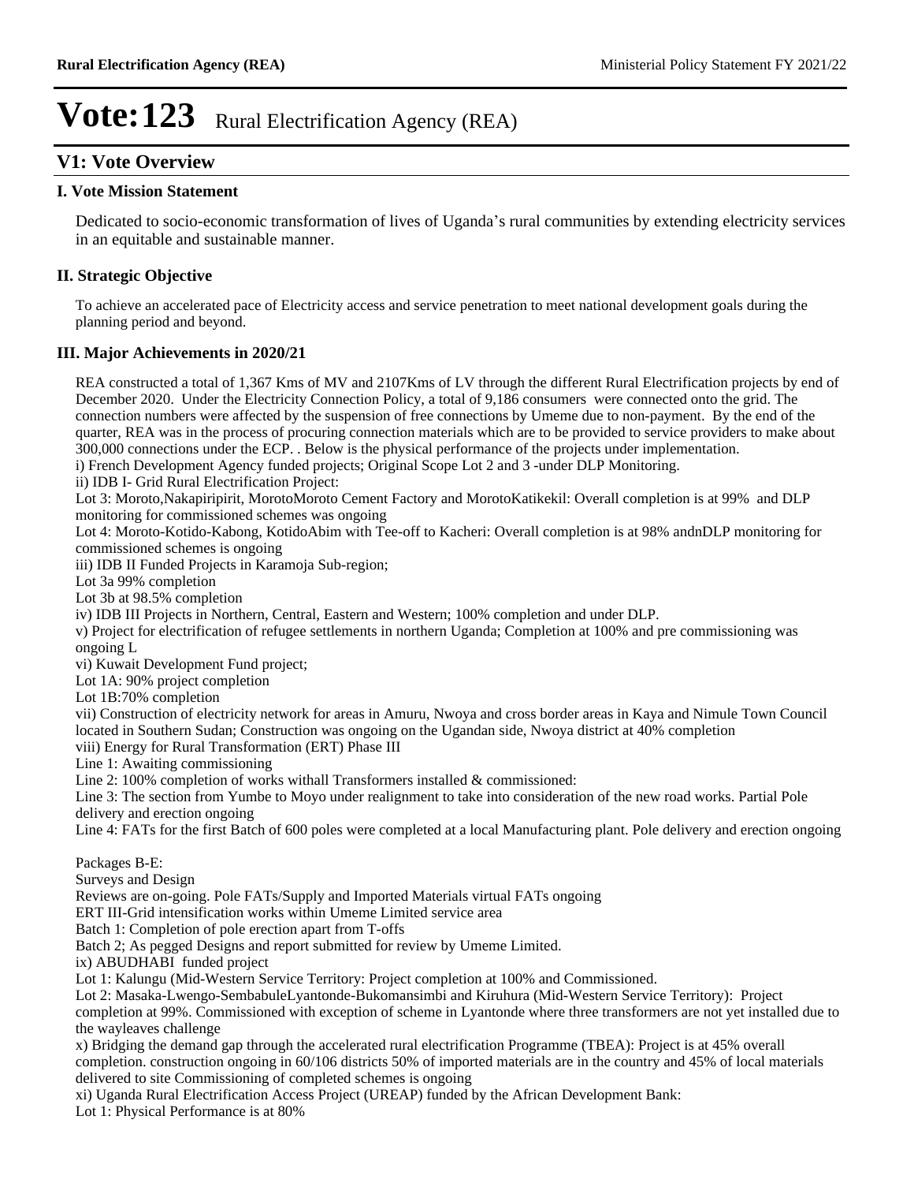# Vote:123 Rural Electrification Agency (REA)

## V1: Vote Overview

### I. Vote Mission Statement

Dedicated to socio-economic transformation of lives of Uganda's rural communities by extending electricity services in an equitable and sustainable manner.

### II. Strategic Objective

To achieve an accelerated pace of Electricity access and service penetration to meet national development goals during the planning period and beyond.

### III. Major Achievements in 2020/21

REA constructed a total of 1,367 Kms of MV and 2107Kms of LV through the different Rural Electrification projects by end of December 2020. Under the Electricity Connection Policy, a total of 9,186 consumers were connected onto the grid. The connection numbers were affected by the suspension of free connections by Umeme due to non-payment. By the end of the quarter, REA was in the process of procuring connection materials which are to be provided to service providers to make about 300,000 connections under the ECP. . Below is the physical performance of the projects under implementation.

i) French Development Agency funded projects; Original Scope Lot 2 and 3 -under DLP Monitoring.

ii) IDB I- Grid Rural Electrification Project:

Lot 3: Moroto,Nakapiripirit, MorotoMoroto Cement Factory and MorotoKatikekil: Overall completion is at 99% and DLP monitoring for commissioned schemes was ongoing

Lot 4: Moroto-Kotido-Kabong, KotidoAbim with Tee-off to Kacheri: Overall completion is at 98% andnDLP monitoring for commissioned schemes is ongoing

iii) IDB II Funded Projects in Karamoja Sub-region;

Lot 3a 99% completion

Lot 3b at 98.5% completion

iv) IDB III Projects in Northern, Central, Eastern and Western; 100% completion and under DLP.

v) Project for electrification of refugee settlements in northern Uganda; Completion at 100% and pre commissioning was ongoing L

vi) Kuwait Development Fund project;

Lot 1A: 90% project completion

Lot 1B:70% completion

vii) Construction of electricity network for areas in Amuru, Nwoya and cross border areas in Kaya and Nimule Town Council located in Southern Sudan; Construction was ongoing on the Ugandan side, Nwoya district at 40% completion

viii) Energy for Rural Transformation (ERT) Phase III

Line 1: Awaiting commissioning

Line 2: 100% completion of works withall Transformers installed & commissioned:

Line 3: The section from Yumbe to Moyo under realignment to take into consideration of the new road works. Partial Pole delivery and erection ongoing

Line 4: FATs for the first Batch of 600 poles were completed at a local Manufacturing plant. Pole delivery and erection ongoing

Packages B-E:

Surveys and Design

Reviews are on-going. Pole FATs/Supply and Imported Materials virtual FATs ongoing

ERT III-Grid intensification works within Umeme Limited service area

Batch 1: Completion of pole erection apart from T-offs

Batch 2; As pegged Designs and report submitted for review by Umeme Limited.

ix) ABUDHABI funded project

Lot 1: Kalungu (Mid-Western Service Territory: Project completion at 100% and Commissioned.

Lot 2: Masaka-Lwengo-SembabuleLyantonde-Bukomansimbi and Kiruhura (Mid-Western Service Territory): Project completion at 99%. Commissioned with exception of scheme in Lyantonde where three transformers are not yet installed due to the wayleaves challenge

x) Bridging the demand gap through the accelerated rural electrification Programme (TBEA): Project is at 45% overall completion. construction ongoing in 60/106 districts 50% of imported materials are in the country and 45% of local materials delivered to site Commissioning of completed schemes is ongoing

xi) Uganda Rural Electrification Access Project (UREAP) funded by the African Development Bank:

Lot 1: Physical Performance is at 80%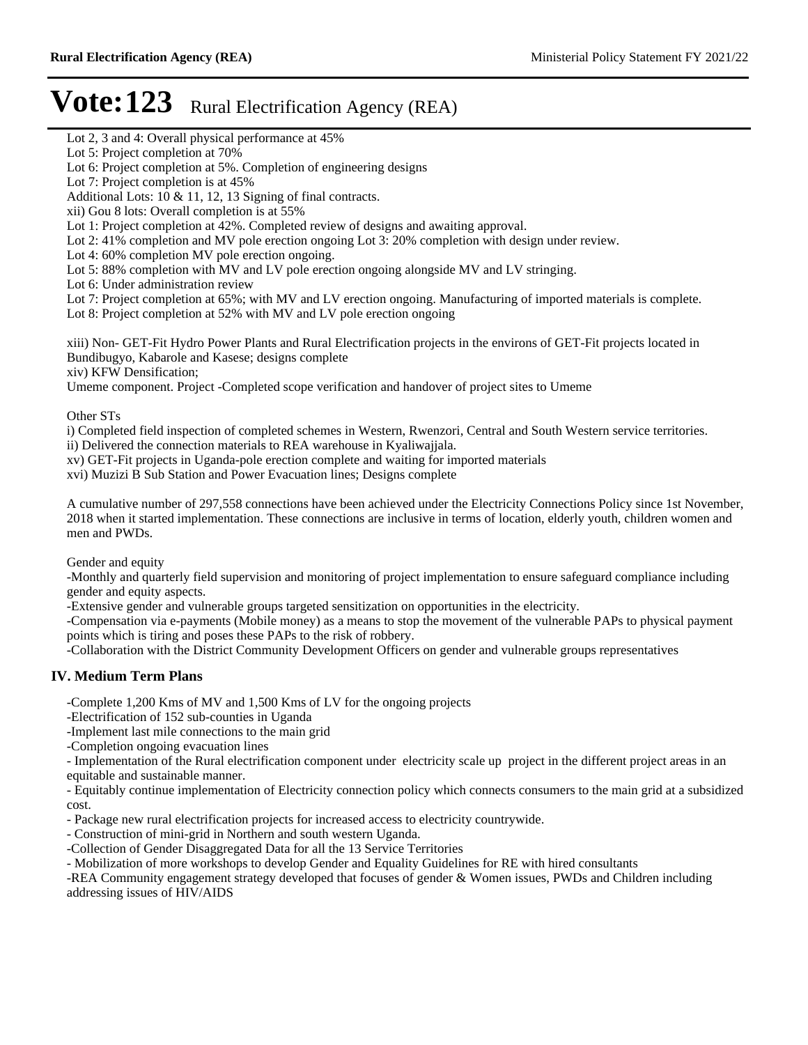# Vote:123 Rural Electrification Agency (REA)

Lot 2, 3 and 4: Overall physical performance at 45%

Lot 5: Project completion at 70%

Lot 6: Project completion at 5%. Completion of engineering designs

Lot 7: Project completion is at 45%

Additional Lots: 10 & 11, 12, 13 Signing of final contracts.

xii) Gou 8 lots: Overall completion is at 55%

Lot 1: Project completion at 42%. Completed review of designs and awaiting approval.

Lot 2: 41% completion and MV pole erection ongoing Lot 3: 20% completion with design under review.

Lot 4: 60% completion MV pole erection ongoing.

Lot 5: 88% completion with MV and LV pole erection ongoing alongside MV and LV stringing.

Lot 6: Under administration review

Lot 7: Project completion at 65%; with MV and LV erection ongoing. Manufacturing of imported materials is complete.

Lot 8: Project completion at 52% with MV and LV pole erection ongoing

xiii) Non- GET-Fit Hydro Power Plants and Rural Electrification projects in the environs of GET-Fit projects located in Bundibugyo, Kabarole and Kasese; designs complete

xiv) KFW Densification;

Umeme component. Project -Completed scope verification and handover of project sites to Umeme

Other STs

i) Completed field inspection of completed schemes in Western, Rwenzori, Central and South Western service territories.

ii) Delivered the connection materials to REA warehouse in Kyaliwajjala.

xv) GET-Fit projects in Uganda-pole erection complete and waiting for imported materials

xvi) Muzizi B Sub Station and Power Evacuation lines; Designs complete

A cumulative number of 297,558 connections have been achieved under the Electricity Connections Policy since 1st November, 2018 when it started implementation. These connections are inclusive in terms of location, elderly youth, children women and men and PWDs.

Gender and equity

-Monthly and quarterly field supervision and monitoring of project implementation to ensure safeguard compliance including gender and equity aspects.

-Extensive gender and vulnerable groups targeted sensitization on opportunities in the electricity.

-Compensation via e-payments (Mobile money) as a means to stop the movement of the vulnerable PAPs to physical payment points which is tiring and poses these PAPs to the risk of robbery.

-Collaboration with the District Community Development Officers on gender and vulnerable groups representatives

## IV. Medium Term Plans

-Complete 1,200 Kms of MV and 1,500 Kms of LV for the ongoing projects

-Electrification of 152 sub-counties in Uganda

-Implement last mile connections to the main grid

-Completion ongoing evacuation lines

- Implementation of the Rural electrification component under electricity scale up project in the different project areas in an equitable and sustainable manner.

- Equitably continue implementation of Electricity connection policy which connects consumers to the main grid at a subsidized cost.

- Package new rural electrification projects for increased access to electricity countrywide.

- Construction of mini-grid in Northern and south western Uganda.

-Collection of Gender Disaggregated Data for all the 13 Service Territories

- Mobilization of more workshops to develop Gender and Equality Guidelines for RE with hired consultants

-REA Community engagement strategy developed that focuses of gender & Women issues, PWDs and Children including addressing issues of HIV/AIDS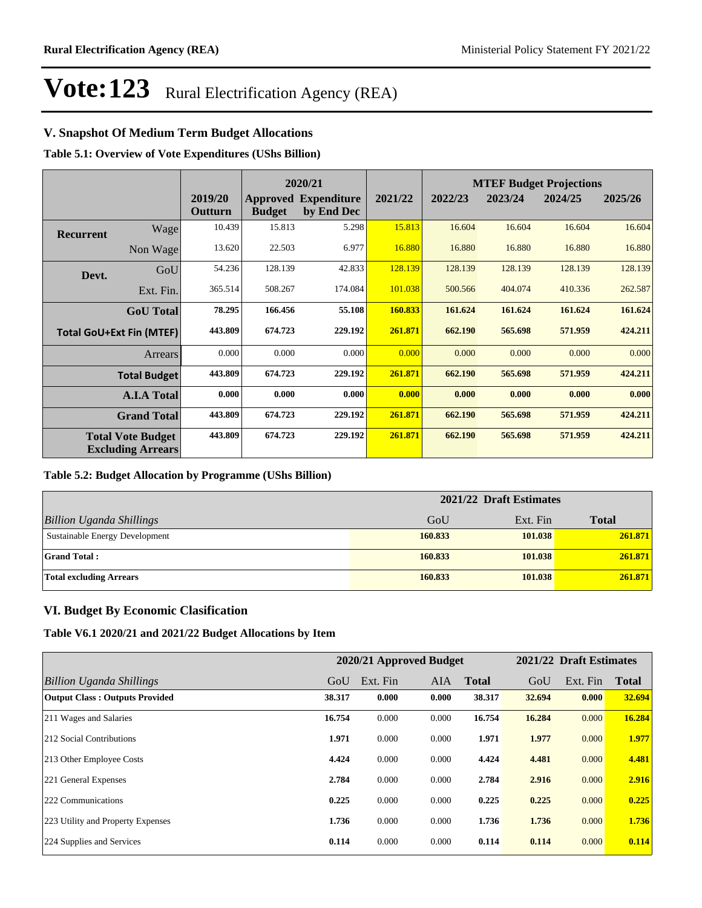# Vote:123 Rural Electrification Agency (REA)

## V. Snapshot Of Medium Term Budget Allocations

**Table 5.1: Overview of Vote Expenditures (UShs Billion)**

| | | 2019/20 Outturn | 2020/21 Approved Budget | 2020/21 Expenditure by End Dec | 2021/22 | MTEF Budget Projections 2022/23 | 2023/24 | 2024/25 | 2025/26 |
|---|---|---|---|---|---|---|---|---|---|
| **Recurrent** | Wage | 10.439 | 15.813 | 5.298 | 15.813 | 16.604 | 16.604 | 16.604 | 16.604 |
| | Non Wage | 13.620 | 22.503 | 6.977 | 16.880 | 16.880 | 16.880 | 16.880 | 16.880 |
| **Devt.** | GoU | 54.236 | 128.139 | 42.833 | 128.139 | 128.139 | 128.139 | 128.139 | 128.139 |
| | Ext. Fin. | 365.514 | 508.267 | 174.084 | 101.038 | 500.566 | 404.074 | 410.336 | 262.587 |
| | **GoU Total** | **78.295** | **166.456** | **55.108** | **160.833** | **161.624** | **161.624** | **161.624** | **161.624** |
| **Total GoU+Ext Fin (MTEF)** | | **443.809** | **674.723** | **229.192** | **261.871** | **662.190** | **565.698** | **571.959** | **424.211** |
| | Arrears | 0.000 | 0.000 | 0.000 | 0.000 | 0.000 | 0.000 | 0.000 | 0.000 |
| | **Total Budget** | **443.809** | **674.723** | **229.192** | **261.871** | **662.190** | **565.698** | **571.959** | **424.211** |
| | **A.I.A Total** | **0.000** | **0.000** | **0.000** | **0.000** | **0.000** | **0.000** | **0.000** | **0.000** |
| | **Grand Total** | **443.809** | **674.723** | **229.192** | **261.871** | **662.190** | **565.698** | **571.959** | **424.211** |
| **Total Vote Budget Excluding Arrears** | | **443.809** | **674.723** | **229.192** | **261.871** | **662.190** | **565.698** | **571.959** | **424.211** |

**Table 5.2: Budget Allocation by Programme (UShs Billion)**

| | 2021/22 Draft Estimates | | |
|---|---|---|---|
| *Billion Uganda Shillings* | GoU | Ext. Fin | **Total** |
| Sustainable Energy Development | **160.833** | **101.038** | **261.871** |
| **Grand Total :** | **160.833** | **101.038** | **261.871** |
| **Total excluding Arrears** | **160.833** | **101.038** | **261.871** |

## VI. Budget By Economic Clasification

**Table V6.1 2020/21 and 2021/22 Budget Allocations by Item**

| | 2020/21 Approved Budget | | | | 2021/22 Draft Estimates | | |
|---|---|---|---|---|---|---|---|
| *Billion Uganda Shillings* | GoU | Ext. Fin | AIA | **Total** | GoU | Ext. Fin | **Total** |
| **Output Class : Outputs Provided** | **38.317** | **0.000** | **0.000** | **38.317** | **32.694** | **0.000** | **32.694** |
| 211 Wages and Salaries | **16.754** | 0.000 | 0.000 | **16.754** | **16.284** | 0.000 | **16.284** |
| 212 Social Contributions | **1.971** | 0.000 | 0.000 | **1.971** | **1.977** | 0.000 | **1.977** |
| 213 Other Employee Costs | **4.424** | 0.000 | 0.000 | **4.424** | **4.481** | 0.000 | **4.481** |
| 221 General Expenses | **2.784** | 0.000 | 0.000 | **2.784** | **2.916** | 0.000 | **2.916** |
| 222 Communications | **0.225** | 0.000 | 0.000 | **0.225** | **0.225** | 0.000 | **0.225** |
| 223 Utility and Property Expenses | **1.736** | 0.000 | 0.000 | **1.736** | **1.736** | 0.000 | **1.736** |
| 224 Supplies and Services | **0.114** | 0.000 | 0.000 | **0.114** | **0.114** | 0.000 | **0.114** |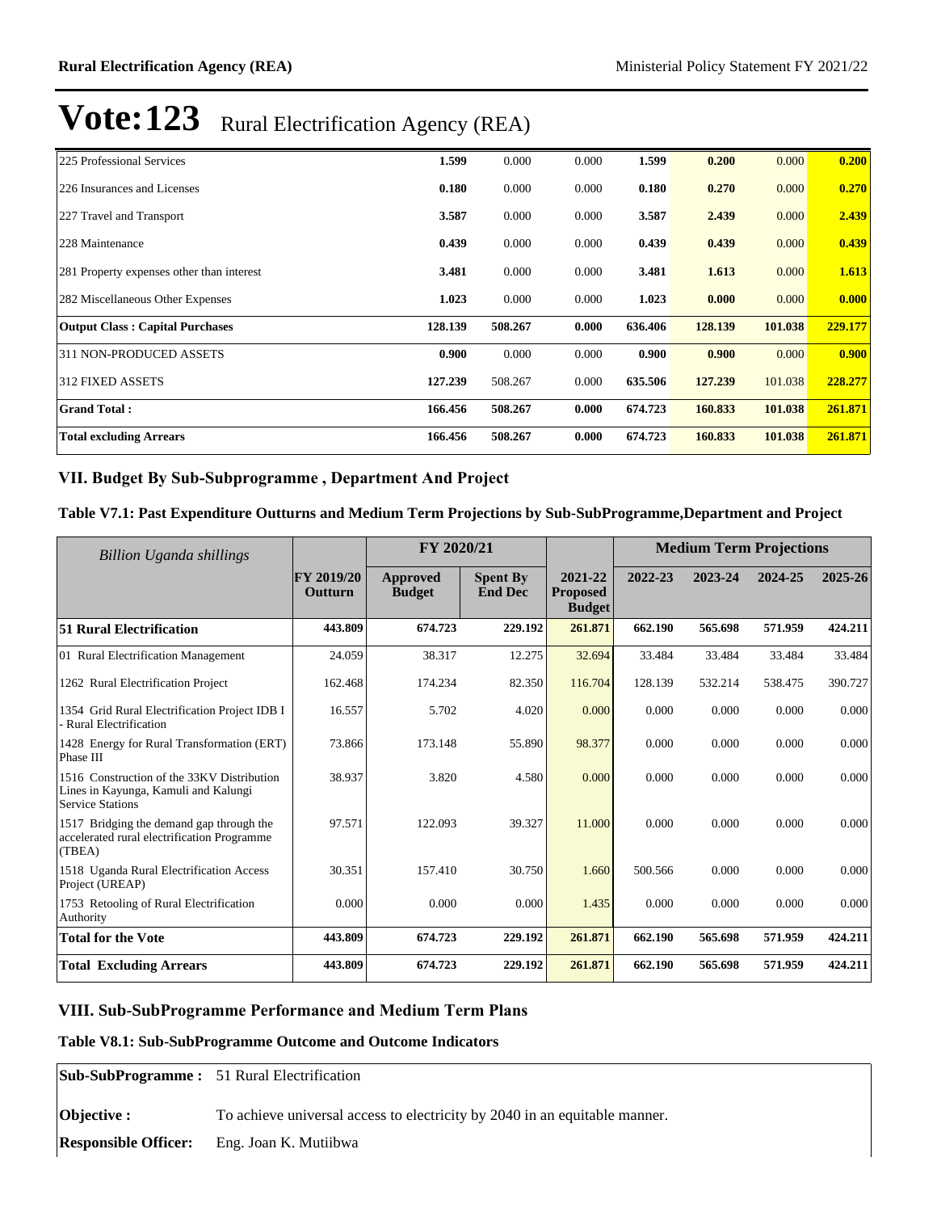# Vote:123 Rural Electrification Agency (REA)

| | | | | | | | |
|---|---|---|---|---|---|---|---|
| 225 Professional Services | **1.599** | 0.000 | 0.000 | **1.599** | **0.200** | 0.000 | **0.200** |
| 226 Insurances and Licenses | **0.180** | 0.000 | 0.000 | **0.180** | **0.270** | 0.000 | **0.270** |
| 227 Travel and Transport | **3.587** | 0.000 | 0.000 | **3.587** | **2.439** | 0.000 | **2.439** |
| 228 Maintenance | **0.439** | 0.000 | 0.000 | **0.439** | **0.439** | 0.000 | **0.439** |
| 281 Property expenses other than interest | **3.481** | 0.000 | 0.000 | **3.481** | **1.613** | 0.000 | **1.613** |
| 282 Miscellaneous Other Expenses | **1.023** | 0.000 | 0.000 | **1.023** | **0.000** | 0.000 | **0.000** |
| **Output Class : Capital Purchases** | **128.139** | **508.267** | **0.000** | **636.406** | **128.139** | **101.038** | **229.177** |
| 311 NON-PRODUCED ASSETS | **0.900** | 0.000 | 0.000 | **0.900** | **0.900** | 0.000 | **0.900** |
| 312 FIXED ASSETS | **127.239** | 508.267 | 0.000 | **635.506** | **127.239** | 101.038 | **228.277** |
| **Grand Total :** | **166.456** | **508.267** | **0.000** | **674.723** | **160.833** | **101.038** | **261.871** |
| **Total excluding Arrears** | **166.456** | **508.267** | **0.000** | **674.723** | **160.833** | **101.038** | **261.871** |

## VII. Budget By Sub-Subprogramme , Department And Project

### Table V7.1: Past Expenditure Outturns and Medium Term Projections by Sub-SubProgramme,Department and Project

| *Billion Uganda shillings* | | FY 2020/21 | | | Medium Term Projections | | | |
|---|---|---|---|---|---|---|---|---|
| | **FY 2019/20 Outturn** | **Approved Budget** | **Spent By End Dec** | **2021-22 Proposed Budget** | **2022-23** | **2023-24** | **2024-25** | **2025-26** |
| **51 Rural Electrification** | **443.809** | **674.723** | **229.192** | **261.871** | **662.190** | **565.698** | **571.959** | **424.211** |
| 01 Rural Electrification Management | 24.059 | 38.317 | 12.275 | 32.694 | 33.484 | 33.484 | 33.484 | 33.484 |
| 1262 Rural Electrification Project | 162.468 | 174.234 | 82.350 | 116.704 | 128.139 | 532.214 | 538.475 | 390.727 |
| 1354 Grid Rural Electrification Project IDB I - Rural Electrification | 16.557 | 5.702 | 4.020 | 0.000 | 0.000 | 0.000 | 0.000 | 0.000 |
| 1428 Energy for Rural Transformation (ERT) Phase III | 73.866 | 173.148 | 55.890 | 98.377 | 0.000 | 0.000 | 0.000 | 0.000 |
| 1516 Construction of the 33KV Distribution Lines in Kayunga, Kamuli and Kalungi Service Stations | 38.937 | 3.820 | 4.580 | 0.000 | 0.000 | 0.000 | 0.000 | 0.000 |
| 1517 Bridging the demand gap through the accelerated rural electrification Programme (TBEA) | 97.571 | 122.093 | 39.327 | 11.000 | 0.000 | 0.000 | 0.000 | 0.000 |
| 1518 Uganda Rural Electrification Access Project (UREAP) | 30.351 | 157.410 | 30.750 | 1.660 | 500.566 | 0.000 | 0.000 | 0.000 |
| 1753 Retooling of Rural Electrification Authority | 0.000 | 0.000 | 0.000 | 1.435 | 0.000 | 0.000 | 0.000 | 0.000 |
| **Total for the Vote** | **443.809** | **674.723** | **229.192** | **261.871** | **662.190** | **565.698** | **571.959** | **424.211** |
| **Total Excluding Arrears** | **443.809** | **674.723** | **229.192** | **261.871** | **662.190** | **565.698** | **571.959** | **424.211** |

## VIII. Sub-SubProgramme Performance and Medium Term Plans

### Table V8.1: Sub-SubProgramme Outcome and Outcome Indicators

| | |
|---|---|
| **Sub-SubProgramme :** | 51 Rural Electrification |
| **Objective :** | To achieve universal access to electricity by 2040 in an equitable manner. |
| **Responsible Officer:** | Eng. Joan K. Mutiibwa |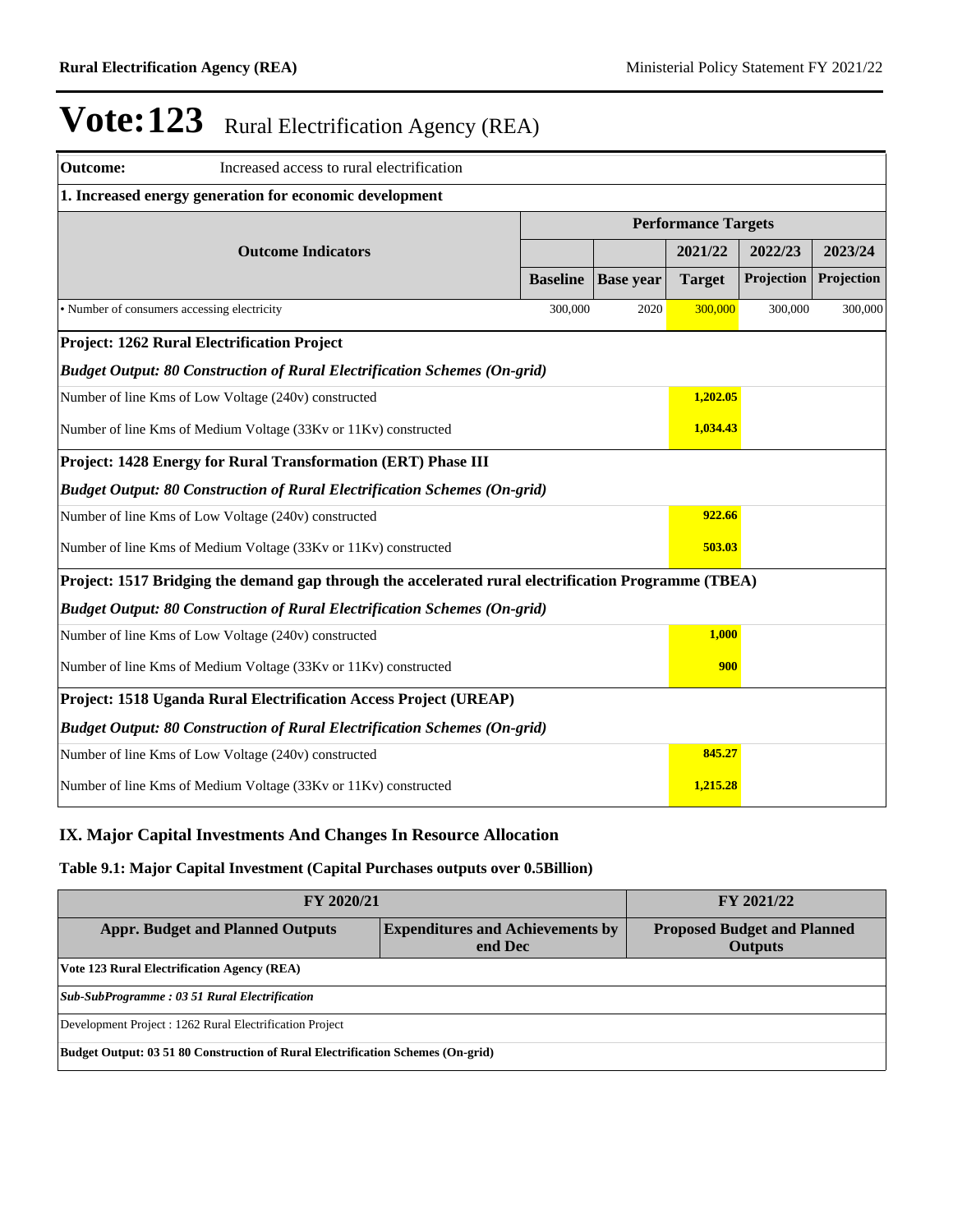# Vote:123 Rural Electrification Agency (REA)

| **Outcome:** Increased access to rural electrification | | | | | |
|---|---|---|---|---|---|
| **1. Increased energy generation for economic development** | | | | | |
| **Outcome Indicators** | **Performance Targets** | | | | |
| | | | **2021/22** | **2022/23** | **2023/24** |
| | **Baseline** | **Base year** | **Target** | **Projection** | **Projection** |
| • Number of consumers accessing electricity | 300,000 | 2020 | 300,000 | 300,000 | 300,000 |
| **Project: 1262 Rural Electrification Project** | | | | | |
| ***Budget Output: 80 Construction of Rural Electrification Schemes (On-grid)*** | | | | | |
| Number of line Kms of Low Voltage (240v) constructed | | | **1,202.05** | | |
| Number of line Kms of Medium Voltage (33Kv or 11Kv) constructed | | | **1,034.43** | | |
| **Project: 1428 Energy for Rural Transformation (ERT) Phase III** | | | | | |
| ***Budget Output: 80 Construction of Rural Electrification Schemes (On-grid)*** | | | | | |
| Number of line Kms of Low Voltage (240v) constructed | | | **922.66** | | |
| Number of line Kms of Medium Voltage (33Kv or 11Kv) constructed | | | **503.03** | | |
| **Project: 1517 Bridging the demand gap through the accelerated rural electrification Programme (TBEA)** | | | | | |
| ***Budget Output: 80 Construction of Rural Electrification Schemes (On-grid)*** | | | | | |
| Number of line Kms of Low Voltage (240v) constructed | | | **1,000** | | |
| Number of line Kms of Medium Voltage (33Kv or 11Kv) constructed | | | **900** | | |
| **Project: 1518 Uganda Rural Electrification Access Project (UREAP)** | | | | | |
| ***Budget Output: 80 Construction of Rural Electrification Schemes (On-grid)*** | | | | | |
| Number of line Kms of Low Voltage (240v) constructed | | | **845.27** | | |
| Number of line Kms of Medium Voltage (33Kv or 11Kv) constructed | | | **1,215.28** | | |

## IX. Major Capital Investments And Changes In Resource Allocation

### Table 9.1: Major Capital Investment (Capital Purchases outputs over 0.5Billion)

| FY 2020/21 | | FY 2021/22 |
|---|---|---|
| **Appr. Budget and Planned Outputs** | **Expenditures and Achievements by end Dec** | **Proposed Budget and Planned Outputs** |
| **Vote 123 Rural Electrification Agency (REA)** | | |
| ***Sub-SubProgramme : 03 51 Rural Electrification*** | | |
| Development Project : 1262 Rural Electrification Project | | |
| **Budget Output: 03 51 80 Construction of Rural Electrification Schemes (On-grid)** | | |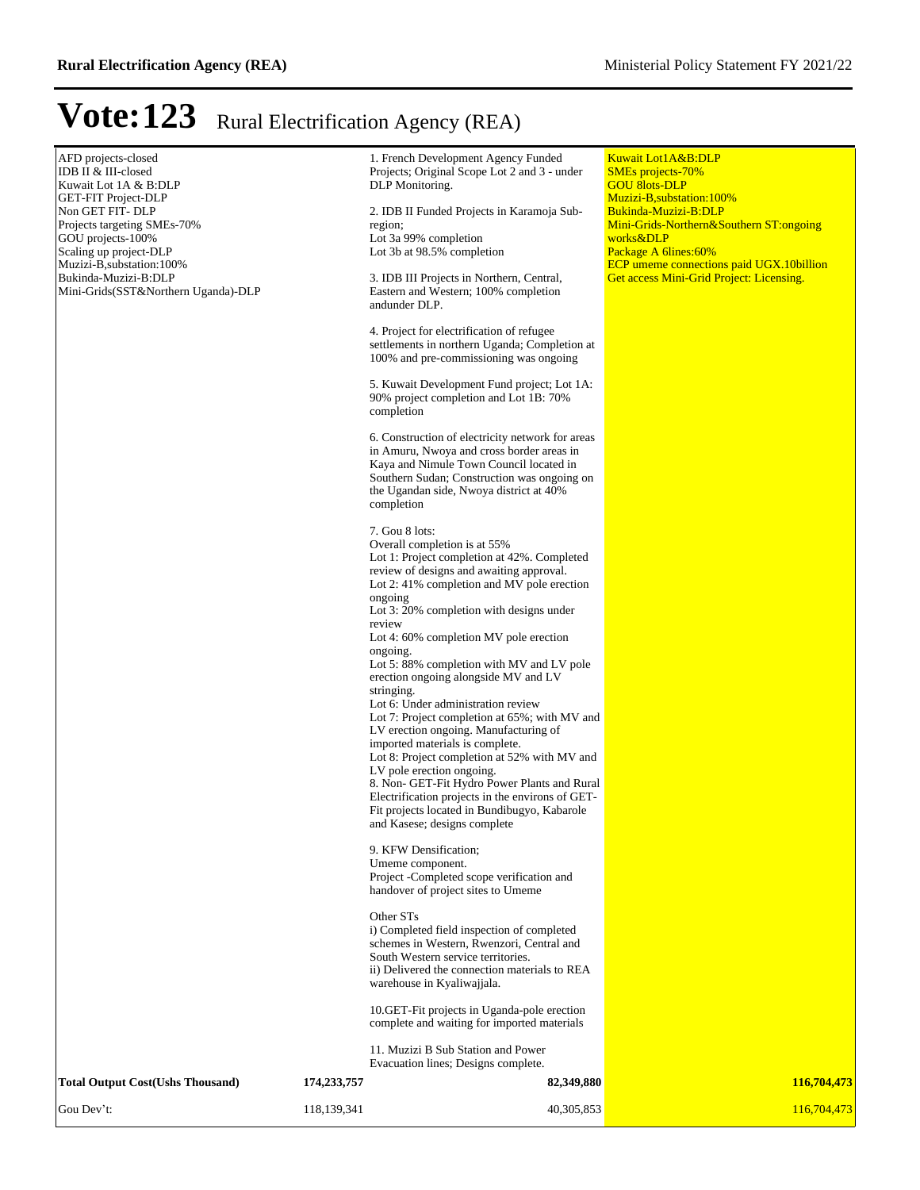# Vote:123 Rural Electrification Agency (REA)

| | | | |
|---|---|---|---|
| AFD projects-closed<br>IDB II & III-closed<br>Kuwait Lot 1A & B:DLP<br>GET-FIT Project-DLP<br>Non GET FIT- DLP<br>Projects targeting SMEs-70%<br>GOU projects-100%<br>Scaling up project-DLP<br>Muzizi-B,substation:100%<br>Bukinda-Muzizi-B:DLP<br>Mini-Grids(SST&Northern Uganda)-DLP | | 1. French Development Agency Funded Projects; Original Scope Lot 2 and 3 - under DLP Monitoring.<br><br>2. IDB II Funded Projects in Karamoja Sub-region;<br>Lot 3a 99% completion<br>Lot 3b at 98.5% completion<br><br>3. IDB III Projects in Northern, Central, Eastern and Western; 100% completion andunder DLP.<br><br>4. Project for electrification of refugee settlements in northern Uganda; Completion at 100% and pre-commissioning was ongoing<br><br>5. Kuwait Development Fund project; Lot 1A: 90% project completion and Lot 1B: 70% completion<br><br>6. Construction of electricity network for areas in Amuru, Nwoya and cross border areas in Kaya and Nimule Town Council located in Southern Sudan; Construction was ongoing on the Ugandan side, Nwoya district at 40% completion<br><br>7. Gou 8 lots:<br>Overall completion is at 55%<br>Lot 1: Project completion at 42%. Completed review of designs and awaiting approval.<br>Lot 2: 41% completion and MV pole erection ongoing<br>Lot 3: 20% completion with designs under review<br>Lot 4: 60% completion MV pole erection ongoing.<br>Lot 5: 88% completion with MV and LV pole erection ongoing alongside MV and LV stringing.<br>Lot 6: Under administration review<br>Lot 7: Project completion at 65%; with MV and LV erection ongoing. Manufacturing of imported materials is complete.<br>Lot 8: Project completion at 52% with MV and LV pole erection ongoing.<br>8. Non- GET-Fit Hydro Power Plants and Rural Electrification projects in the environs of GET-Fit projects located in Bundibugyo, Kabarole and Kasese; designs complete<br><br>9. KFW Densification;<br>Umeme component.<br>Project -Completed scope verification and handover of project sites to Umeme<br><br>Other STs<br>i) Completed field inspection of completed schemes in Western, Rwenzori, Central and South Western service territories.<br>ii) Delivered the connection materials to REA warehouse in Kyaliwajjala.<br><br>10.GET-Fit projects in Uganda-pole erection complete and waiting for imported materials<br><br>11. Muzizi B Sub Station and Power Evacuation lines; Designs complete. | Kuwait Lot1A&B:DLP<br>SMEs projects-70%<br>GOU 8lots-DLP<br>Muzizi-B,substation:100%<br>Bukinda-Muzizi-B:DLP<br>Mini-Grids-Northern&Southern ST:ongoing works&DLP<br>Package A 6lines:60%<br>ECP umeme connections paid UGX.10billion<br>Get access Mini-Grid Project: Licensing. |
| **Total Output Cost(Ushs Thousand)** | **174,233,757** | **82,349,880** | **116,704,473** |
| Gou Dev't: | 118,139,341 | 40,305,853 | 116,704,473 |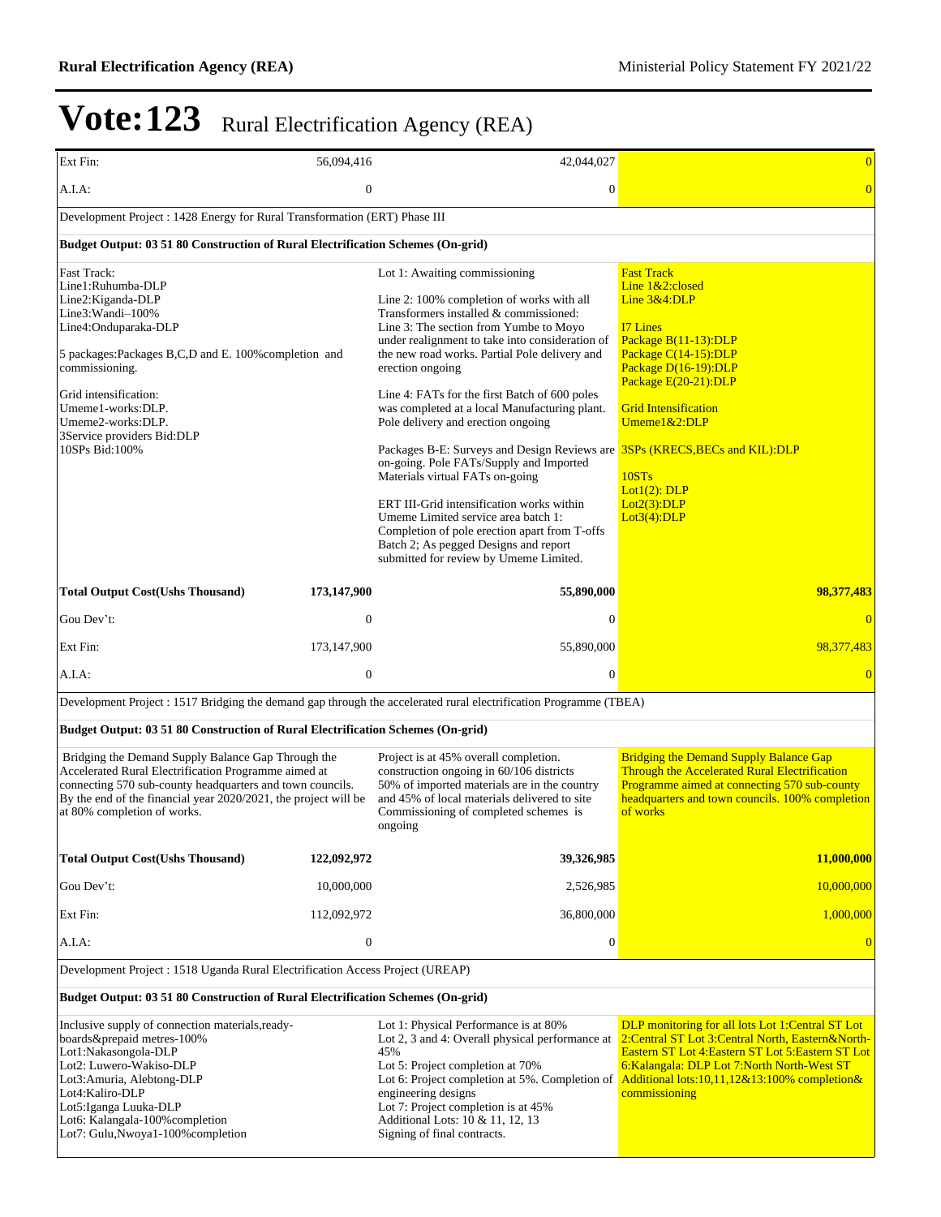# Vote:123 Rural Electrification Agency (REA)

| | | | |
|---|---|---|---|
| Ext Fin: | 56,094,416 | 42,044,027 | 0 |
| A.I.A: | 0 | 0 | 0 |
| Development Project : 1428 Energy for Rural Transformation (ERT) Phase III | | | |
| **Budget Output: 03 51 80 Construction of Rural Electrification Schemes (On-grid)** | | | |
| Fast Track:<br>Line1:Ruhumba-DLP<br>Line2:Kiganda-DLP<br>Line3:Wandi–100%<br>Line4:Onduparaka-DLP<br><br>5 packages:Packages B,C,D and E. 100%completion and commissioning.<br><br>Grid intensification:<br>Umeme1-works:DLP.<br>Umeme2-works:DLP.<br>3Service providers Bid:DLP<br>10SPs Bid:100% | | Lot 1: Awaiting commissioning<br><br>Line 2: 100% completion of works with all Transformers installed & commissioned:<br>Line 3: The section from Yumbe to Moyo under realignment to take into consideration of the new road works. Partial Pole delivery and erection ongoing<br><br>Line 4: FATs for the first Batch of 600 poles was completed at a local Manufacturing plant. Pole delivery and erection ongoing<br><br>Packages B-E: Surveys and Design Reviews are on-going. Pole FATs/Supply and Imported Materials virtual FATs on-going<br><br>ERT III-Grid intensification works within Umeme Limited service area batch 1: Completion of pole erection apart from T-offs Batch 2; As pegged Designs and report submitted for review by Umeme Limited. | Fast Track<br>Line 1&2:closed<br>Line 3&4:DLP<br><br>I7 Lines<br>Package B(11-13):DLP<br>Package C(14-15):DLP<br>Package D(16-19):DLP<br>Package E(20-21):DLP<br><br>Grid Intensification<br>Umeme1&2:DLP<br><br>3SPs (KRECS,BECs and KIL):DLP<br><br>10STs<br>Lot1(2): DLP<br>Lot2(3):DLP<br>Lot3(4):DLP |
| **Total Output Cost(Ushs Thousand)** | **173,147,900** | **55,890,000** | **98,377,483** |
| Gou Dev't: | 0 | 0 | 0 |
| Ext Fin: | 173,147,900 | 55,890,000 | 98,377,483 |
| A.I.A: | 0 | 0 | 0 |
| Development Project : 1517 Bridging the demand gap through the accelerated rural electrification Programme (TBEA) | | | |
| **Budget Output: 03 51 80 Construction of Rural Electrification Schemes (On-grid)** | | | |
| Bridging the Demand Supply Balance Gap Through the Accelerated Rural Electrification Programme aimed at connecting 570 sub-county headquarters and town councils. By the end of the financial year 2020/2021, the project will be at 80% completion of works. | | Project is at 45% overall completion.<br>construction ongoing in 60/106 districts<br>50% of imported materials are in the country and 45% of local materials delivered to site<br>Commissioning of completed schemes is ongoing | Bridging the Demand Supply Balance Gap Through the Accelerated Rural Electrification Programme aimed at connecting 570 sub-county headquarters and town councils. 100% completion of works |
| **Total Output Cost(Ushs Thousand)** | **122,092,972** | **39,326,985** | **11,000,000** |
| Gou Dev't: | 10,000,000 | 2,526,985 | 10,000,000 |
| Ext Fin: | 112,092,972 | 36,800,000 | 1,000,000 |
| A.I.A: | 0 | 0 | 0 |
| Development Project : 1518 Uganda Rural Electrification Access Project (UREAP) | | | |
| **Budget Output: 03 51 80 Construction of Rural Electrification Schemes (On-grid)** | | | |
| Inclusive supply of connection materials,ready-boards&prepaid metres-100%<br>Lot1:Nakasongola-DLP<br>Lot2: Luwero-Wakiso-DLP<br>Lot3:Amuria, Alebtong-DLP<br>Lot4:Kaliro-DLP<br>Lot5:Iganga Luuka-DLP<br>Lot6: Kalangala-100%completion<br>Lot7: Gulu,Nwoya1-100%completion | | Lot 1: Physical Performance is at 80%<br>Lot 2, 3 and 4: Overall physical performance at 45%<br>Lot 5: Project completion at 70%<br>Lot 6: Project completion at 5%. Completion of engineering designs<br>Lot 7: Project completion is at 45%<br>Additional Lots: 10 & 11, 12, 13<br>Signing of final contracts. | DLP monitoring for all lots Lot 1:Central ST Lot 2:Central ST Lot 3:Central North, Eastern&North-Eastern ST Lot 4:Eastern ST Lot 5:Eastern ST Lot 6:Kalangala: DLP Lot 7:North North-West ST Additional lots:10,11,12&13:100% completion& commissioning |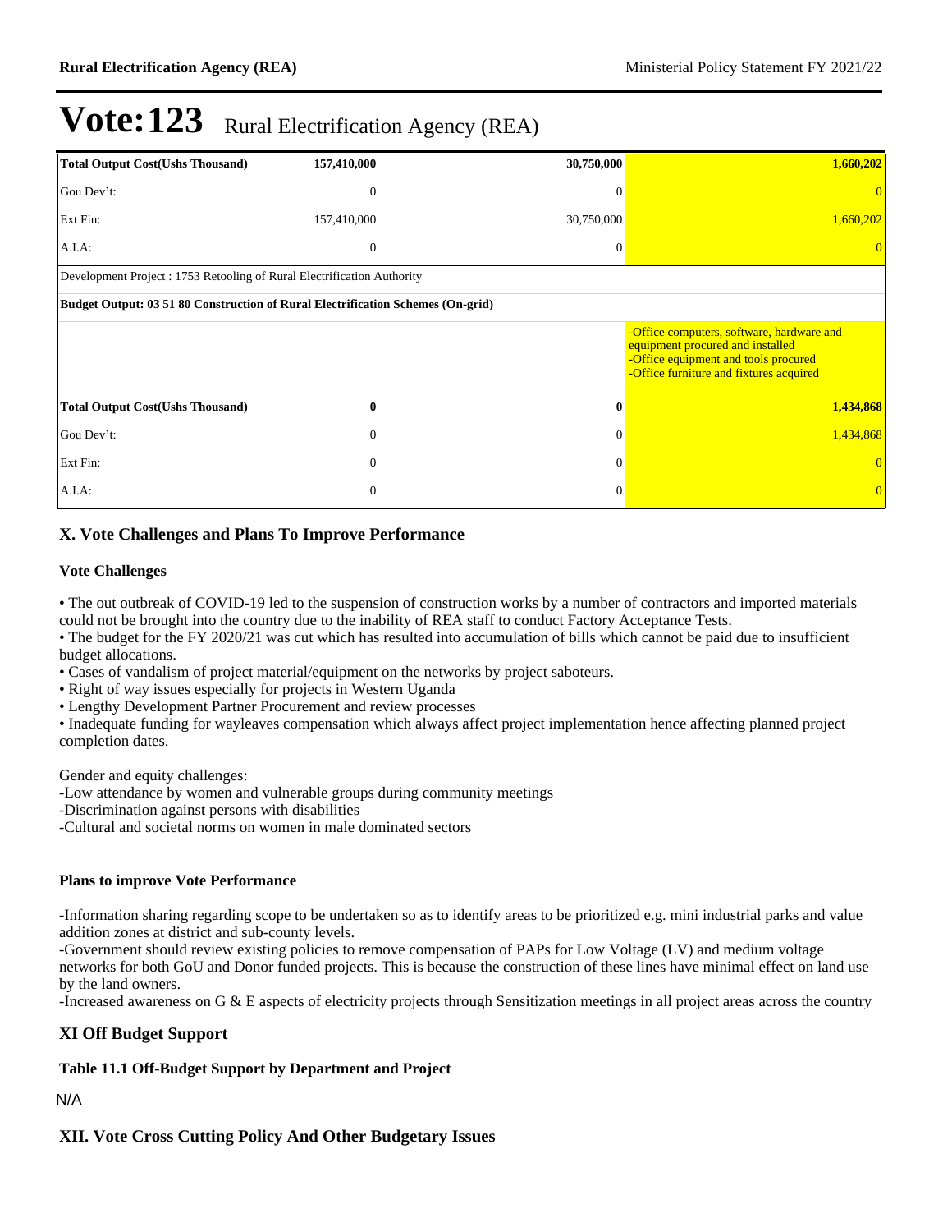# Vote:123 Rural Electrification Agency (REA)

| | | | |
|---|---|---|---|
| **Total Output Cost(Ushs Thousand)** | **157,410,000** | **30,750,000** | **1,660,202** |
| Gou Dev't: | 0 | 0 | 0 |
| Ext Fin: | 157,410,000 | 30,750,000 | 1,660,202 |
| A.I.A: | 0 | 0 | 0 |
| Development Project : 1753 Retooling of Rural Electrification Authority | | | |
| **Budget Output: 03 51 80 Construction of Rural Electrification Schemes (On-grid)** | | | |
| | | | -Office computers, software, hardware and equipment procured and installed<br>-Office equipment and tools procured<br>-Office furniture and fixtures acquired |
| **Total Output Cost(Ushs Thousand)** | **0** | **0** | **1,434,868** |
| Gou Dev't: | 0 | 0 | 1,434,868 |
| Ext Fin: | 0 | 0 | 0 |
| A.I.A: | 0 | 0 | 0 |

## X. Vote Challenges and Plans To Improve Performance

### Vote Challenges

• The out outbreak of COVID-19 led to the suspension of construction works by a number of contractors and imported materials could not be brought into the country due to the inability of REA staff to conduct Factory Acceptance Tests.
• The budget for the FY 2020/21 was cut which has resulted into accumulation of bills which cannot be paid due to insufficient budget allocations.
• Cases of vandalism of project material/equipment on the networks by project saboteurs.
• Right of way issues especially for projects in Western Uganda
• Lengthy Development Partner Procurement and review processes
• Inadequate funding for wayleaves compensation which always affect project implementation hence affecting planned project completion dates.

Gender and equity challenges:
-Low attendance by women and vulnerable groups during community meetings
-Discrimination against persons with disabilities
-Cultural and societal norms on women in male dominated sectors

### Plans to improve Vote Performance

-Information sharing regarding scope to be undertaken so as to identify areas to be prioritized e.g. mini industrial parks and value addition zones at district and sub-county levels.
-Government should review existing policies to remove compensation of PAPs for Low Voltage (LV) and medium voltage networks for both GoU and Donor funded projects. This is because the construction of these lines have minimal effect on land use by the land owners.
-Increased awareness on G & E aspects of electricity projects through Sensitization meetings in all project areas across the country

## XI Off Budget Support

### Table 11.1 Off-Budget Support by Department and Project

N/A

## XII. Vote Cross Cutting Policy And Other Budgetary Issues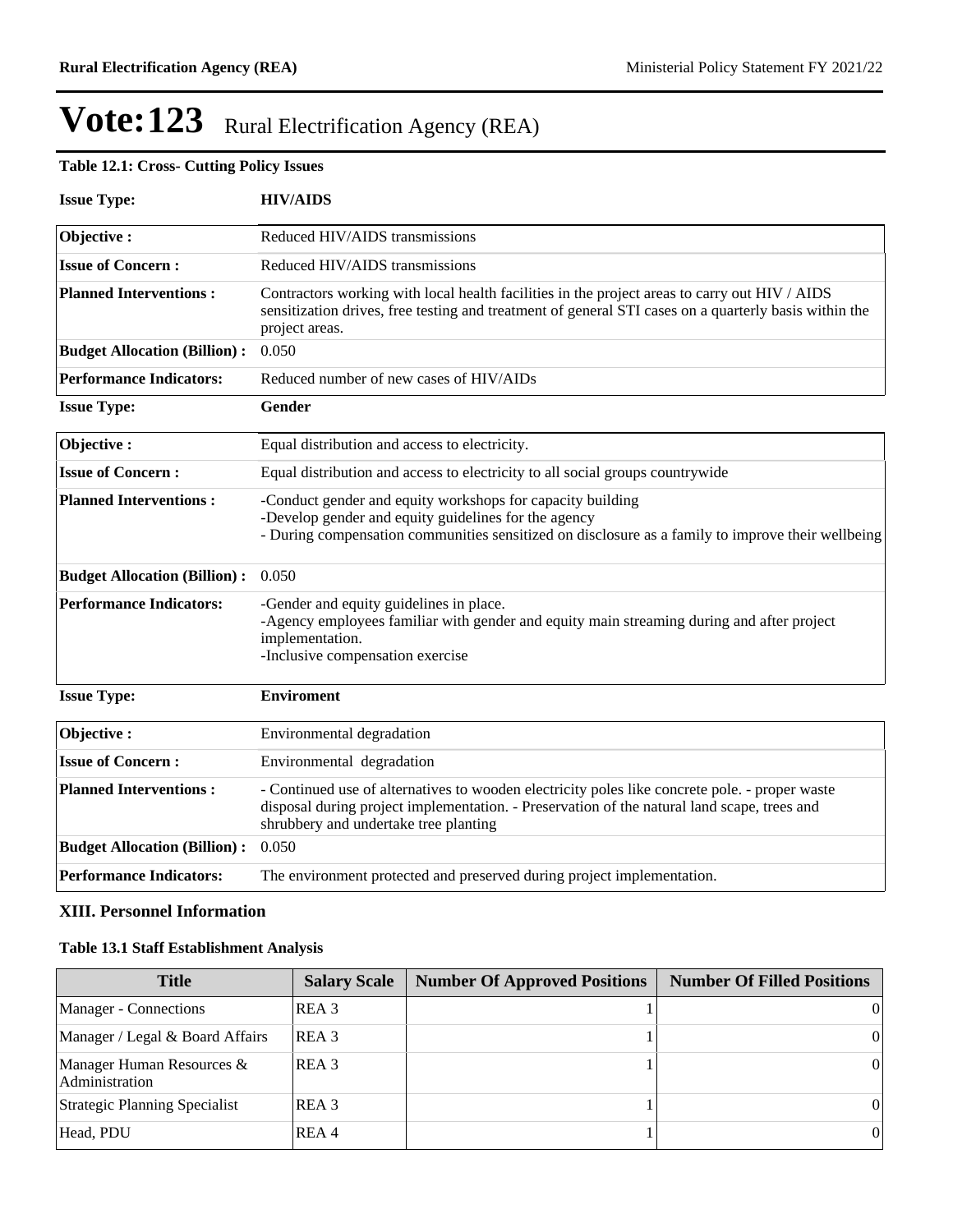# Vote:123 Rural Electrification Agency (REA)

**Table 12.1: Cross- Cutting Policy Issues**

**Issue Type:** **HIV/AIDS**

| | |
|---|---|
| **Objective :** | Reduced HIV/AIDS transmissions |
| **Issue of Concern :** | Reduced HIV/AIDS transmissions |
| **Planned Interventions :** | Contractors working with local health facilities in the project areas to carry out HIV / AIDS sensitization drives, free testing and treatment of general STI cases on a quarterly basis within the project areas. |
| **Budget Allocation (Billion) :** | 0.050 |
| **Performance Indicators:** | Reduced number of new cases of HIV/AIDs |

**Issue Type:** **Gender**

| | |
|---|---|
| **Objective :** | Equal distribution and access to electricity. |
| **Issue of Concern :** | Equal distribution and access to electricity to all social groups countrywide |
| **Planned Interventions :** | -Conduct gender and equity workshops for capacity building<br>-Develop gender and equity guidelines for the agency<br>- During compensation communities sensitized on disclosure as a family to improve their wellbeing |
| **Budget Allocation (Billion) :** | 0.050 |
| **Performance Indicators:** | -Gender and equity guidelines in place.<br>-Agency employees familiar with gender and equity main streaming during and after project implementation.<br>-Inclusive compensation exercise |

**Issue Type:** **Enviroment**

| | |
|---|---|
| **Objective :** | Environmental degradation |
| **Issue of Concern :** | Environmental degradation |
| **Planned Interventions :** | - Continued use of alternatives to wooden electricity poles like concrete pole. - proper waste disposal during project implementation. - Preservation of the natural land scape, trees and shrubbery and undertake tree planting |
| **Budget Allocation (Billion) :** | 0.050 |
| **Performance Indicators:** | The environment protected and preserved during project implementation. |

## XIII. Personnel Information

**Table 13.1 Staff Establishment Analysis**

| Title | Salary Scale | Number Of Approved Positions | Number Of Filled Positions |
|---|---|---|---|
| Manager - Connections | REA 3 | 1 | 0 |
| Manager / Legal & Board Affairs | REA 3 | 1 | 0 |
| Manager Human Resources & Administration | REA 3 | 1 | 0 |
| Strategic Planning Specialist | REA 3 | 1 | 0 |
| Head, PDU | REA 4 | 1 | 0 |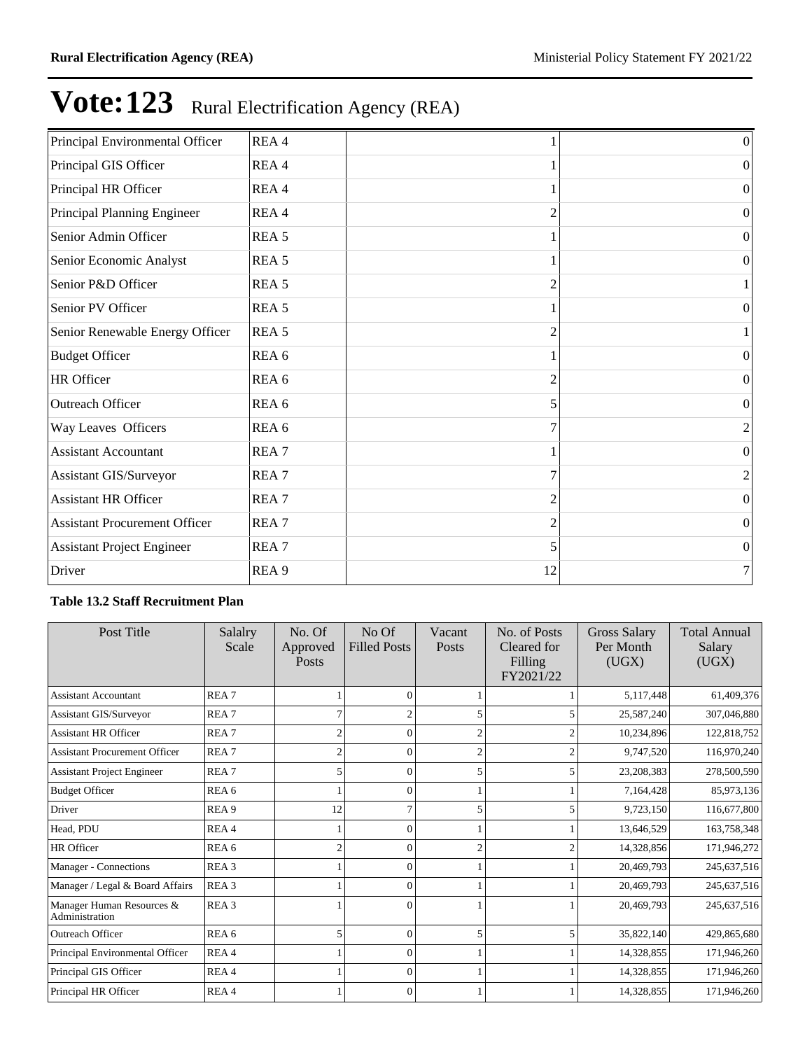# Vote:123 Rural Electrification Agency (REA)

| | | | |
|---|---|---|---|
| Principal Environmental Officer | REA 4 | 1 | 0 |
| Principal GIS Officer | REA 4 | 1 | 0 |
| Principal HR Officer | REA 4 | 1 | 0 |
| Principal Planning Engineer | REA 4 | 2 | 0 |
| Senior Admin Officer | REA 5 | 1 | 0 |
| Senior Economic Analyst | REA 5 | 1 | 0 |
| Senior P&D Officer | REA 5 | 2 | 1 |
| Senior PV Officer | REA 5 | 1 | 0 |
| Senior Renewable Energy Officer | REA 5 | 2 | 1 |
| Budget Officer | REA 6 | 1 | 0 |
| HR Officer | REA 6 | 2 | 0 |
| Outreach Officer | REA 6 | 5 | 0 |
| Way Leaves Officers | REA 6 | 7 | 2 |
| Assistant Accountant | REA 7 | 1 | 0 |
| Assistant GIS/Surveyor | REA 7 | 7 | 2 |
| Assistant HR Officer | REA 7 | 2 | 0 |
| Assistant Procurement Officer | REA 7 | 2 | 0 |
| Assistant Project Engineer | REA 7 | 5 | 0 |
| Driver | REA 9 | 12 | 7 |

**Table 13.2 Staff Recruitment Plan**

| Post Title | Salalry Scale | No. Of Approved Posts | No Of Filled Posts | Vacant Posts | No. of Posts Cleared for Filling FY2021/22 | Gross Salary Per Month (UGX) | Total Annual Salary (UGX) |
|---|---|---|---|---|---|---|---|
| Assistant Accountant | REA 7 | 1 | 0 | 1 | 1 | 5,117,448 | 61,409,376 |
| Assistant GIS/Surveyor | REA 7 | 7 | 2 | 5 | 5 | 25,587,240 | 307,046,880 |
| Assistant HR Officer | REA 7 | 2 | 0 | 2 | 2 | 10,234,896 | 122,818,752 |
| Assistant Procurement Officer | REA 7 | 2 | 0 | 2 | 2 | 9,747,520 | 116,970,240 |
| Assistant Project Engineer | REA 7 | 5 | 0 | 5 | 5 | 23,208,383 | 278,500,590 |
| Budget Officer | REA 6 | 1 | 0 | 1 | 1 | 7,164,428 | 85,973,136 |
| Driver | REA 9 | 12 | 7 | 5 | 5 | 9,723,150 | 116,677,800 |
| Head, PDU | REA 4 | 1 | 0 | 1 | 1 | 13,646,529 | 163,758,348 |
| HR Officer | REA 6 | 2 | 0 | 2 | 2 | 14,328,856 | 171,946,272 |
| Manager - Connections | REA 3 | 1 | 0 | 1 | 1 | 20,469,793 | 245,637,516 |
| Manager / Legal & Board Affairs | REA 3 | 1 | 0 | 1 | 1 | 20,469,793 | 245,637,516 |
| Manager Human Resources & Administration | REA 3 | 1 | 0 | 1 | 1 | 20,469,793 | 245,637,516 |
| Outreach Officer | REA 6 | 5 | 0 | 5 | 5 | 35,822,140 | 429,865,680 |
| Principal Environmental Officer | REA 4 | 1 | 0 | 1 | 1 | 14,328,855 | 171,946,260 |
| Principal GIS Officer | REA 4 | 1 | 0 | 1 | 1 | 14,328,855 | 171,946,260 |
| Principal HR Officer | REA 4 | 1 | 0 | 1 | 1 | 14,328,855 | 171,946,260 |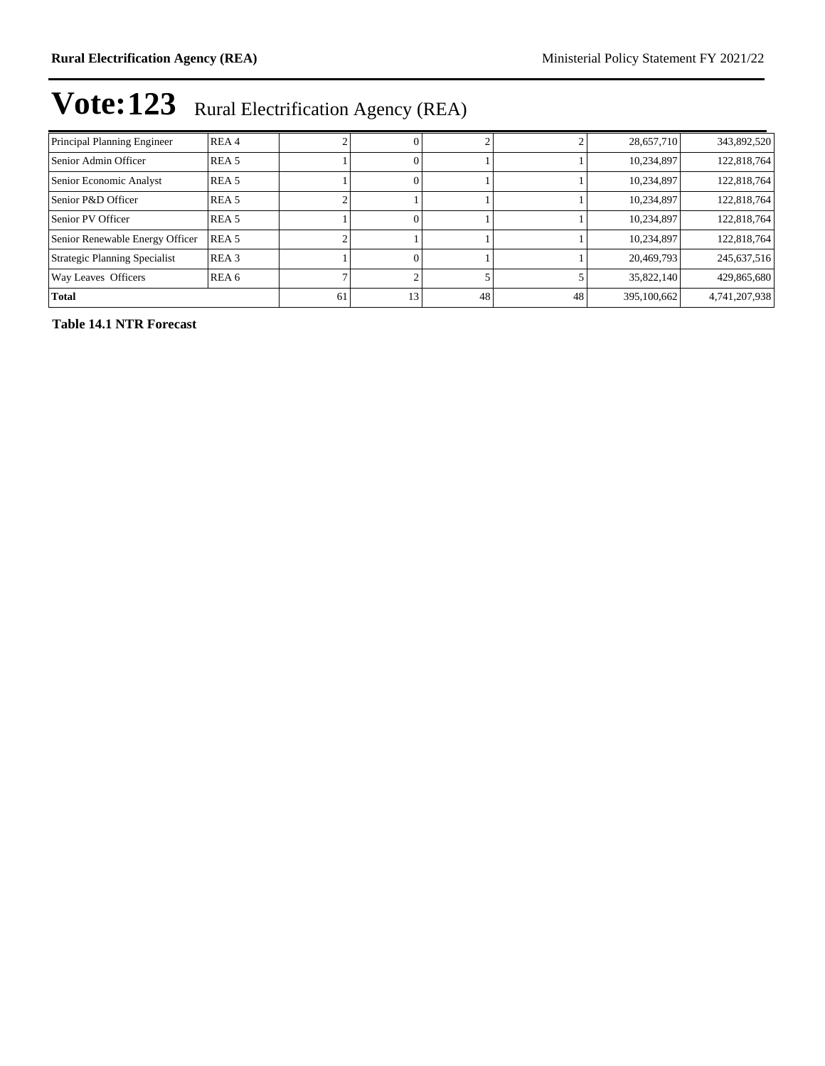# Vote:123 Rural Electrification Agency (REA)

| | | | | | | | |
|---|---|---|---|---|---|---|---|
| Principal Planning Engineer | REA 4 | 2 | 0 | 2 | 2 | 28,657,710 | 343,892,520 |
| Senior Admin Officer | REA 5 | 1 | 0 | 1 | 1 | 10,234,897 | 122,818,764 |
| Senior Economic Analyst | REA 5 | 1 | 0 | 1 | 1 | 10,234,897 | 122,818,764 |
| Senior P&D Officer | REA 5 | 2 | 1 | 1 | 1 | 10,234,897 | 122,818,764 |
| Senior PV Officer | REA 5 | 1 | 0 | 1 | 1 | 10,234,897 | 122,818,764 |
| Senior Renewable Energy Officer | REA 5 | 2 | 1 | 1 | 1 | 10,234,897 | 122,818,764 |
| Strategic Planning Specialist | REA 3 | 1 | 0 | 1 | 1 | 20,469,793 | 245,637,516 |
| Way Leaves Officers | REA 6 | 7 | 2 | 5 | 5 | 35,822,140 | 429,865,680 |
| **Total** | | 61 | 13 | 48 | 48 | 395,100,662 | 4,741,207,938 |

**Table 14.1 NTR Forecast**